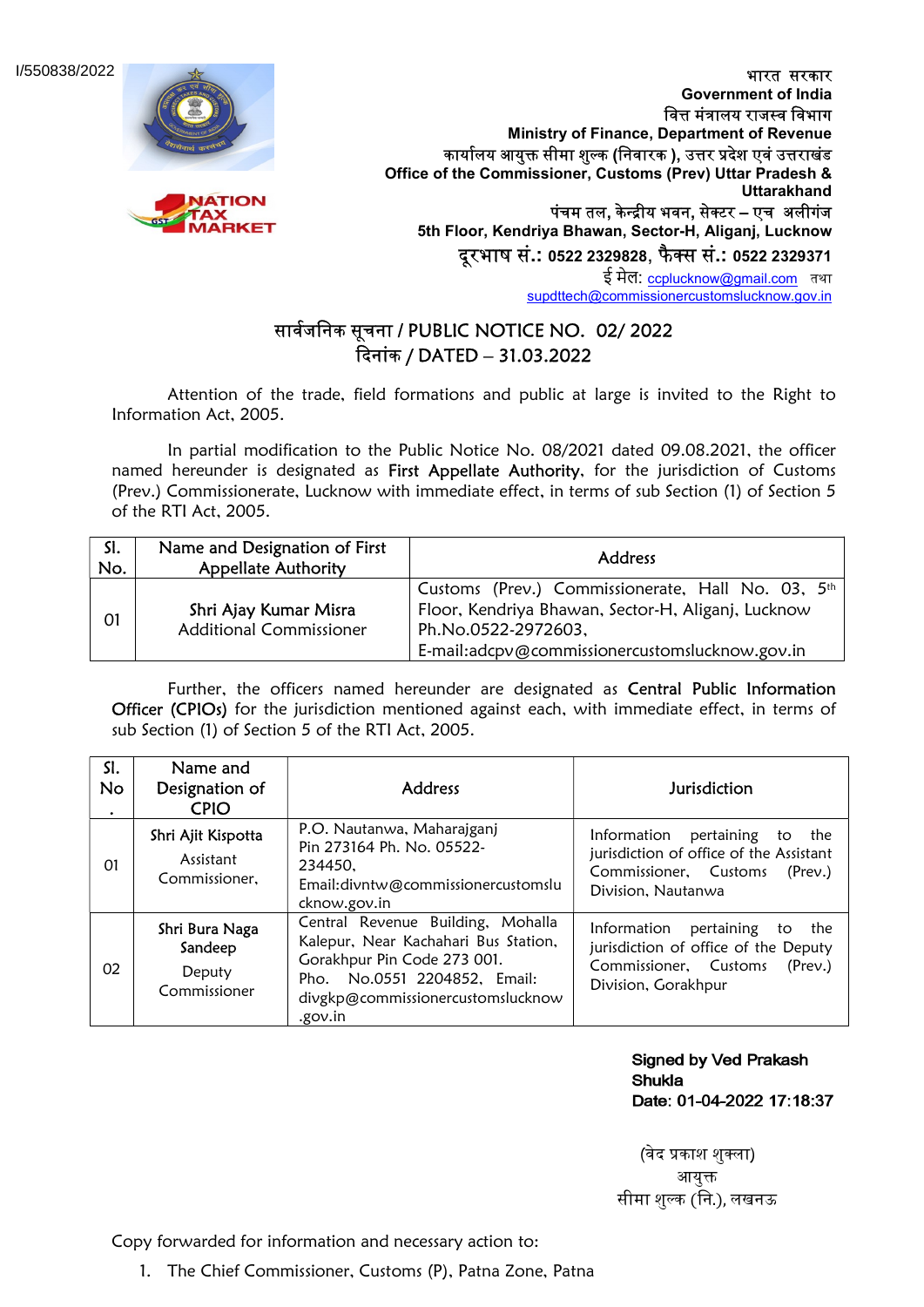I/550838/2022

भारत सरकार
**Government of India**
वित्त मंत्रालय राजस्व विभाग
**Ministry of Finance, Department of Revenue**
कार्यालय आयुक्त सीमा शुल्क (निवारक ), उत्तर प्रदेश एवं उत्तराखंड
**Office of the Commissioner, Customs (Prev) Uttar Pradesh & Uttarakhand**
पंचम तल, केन्द्रीय भवन, सेक्टर – एच अलीगंज
**5th Floor, Kendriya Bhawan, Sector-H, Aliganj, Lucknow**
**दूरभाष सं.: 0522 2329828, फैक्स सं.: 0522 2329371**
ई मेल: ccplucknow@gmail.com तथा supdttech@commissionercustomslucknow.gov.in

## सार्वजनिक सूचना / PUBLIC NOTICE NO. 02/ 2022
## दिनांक / DATED – 31.03.2022

Attention of the trade, field formations and public at large is invited to the Right to Information Act, 2005.

In partial modification to the Public Notice No. 08/2021 dated 09.08.2021, the officer named hereunder is designated as **First Appellate Authority**, for the jurisdiction of Customs (Prev.) Commissionerate, Lucknow with immediate effect, in terms of sub Section (1) of Section 5 of the RTI Act, 2005.

| Sl. No. | Name and Designation of First Appellate Authority | Address |
|---|---|---|
| 01 | Shri Ajay Kumar Misra<br>Additional Commissioner | Customs (Prev.) Commissionerate, Hall No. 03, 5th Floor, Kendriya Bhawan, Sector-H, Aliganj, Lucknow Ph.No.0522-2972603, E-mail:adcpv@commissionercustomslucknow.gov.in |

Further, the officers named hereunder are designated as **Central Public Information Officer (CPIOs)** for the jurisdiction mentioned against each, with immediate effect, in terms of sub Section (1) of Section 5 of the RTI Act, 2005.

| Sl. No. | Name and Designation of CPIO | Address | Jurisdiction |
|---|---|---|---|
| 01 | Shri Ajit Kispotta<br>Assistant Commissioner, | P.O. Nautanwa, Maharajganj Pin 273164 Ph. No. 05522-234450, Email:divntw@commissionercustomslucknow.gov.in | Information pertaining to the jurisdiction of office of the Assistant Commissioner, Customs (Prev.) Division, Nautanwa |
| 02 | Shri Bura Naga Sandeep<br>Deputy Commissioner | Central Revenue Building, Mohalla Kalepur, Near Kachahari Bus Station, Gorakhpur Pin Code 273 001. Pho. No.0551 2204852, Email: divgkp@commissionercustomslucknow.gov.in | Information pertaining to the jurisdiction of office of the Deputy Commissioner, Customs (Prev.) Division, Gorakhpur |

**Signed by Ved Prakash Shukla**
**Date: 01-04-2022 17:18:37**

(वेद प्रकाश शुक्ला)
आयुक्त
सीमा शुल्क (नि.), लखनऊ

Copy forwarded for information and necessary action to:

1. The Chief Commissioner, Customs (P), Patna Zone, Patna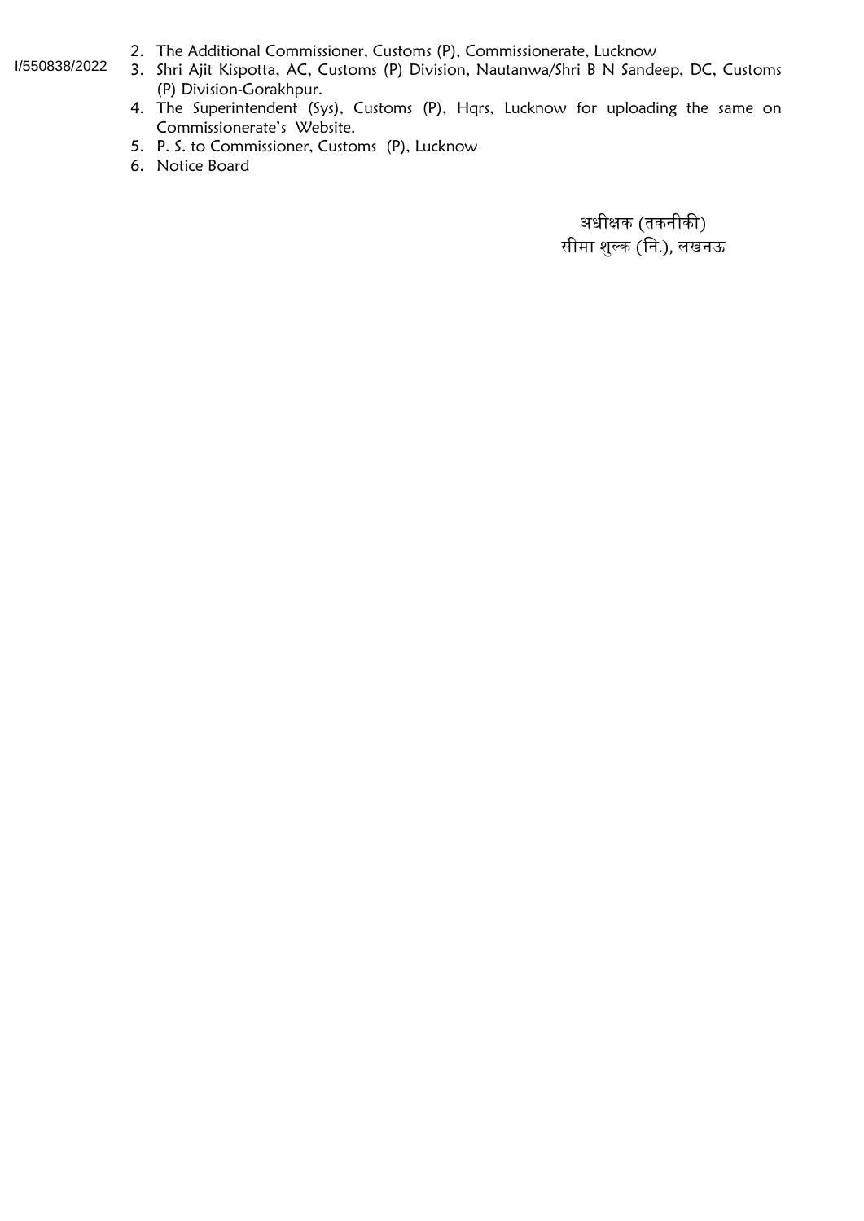I/550838/2022

2. The Additional Commissioner, Customs (P), Commissionerate, Lucknow
3. Shri Ajit Kispotta, AC, Customs (P) Division, Nautanwa/Shri B N Sandeep, DC, Customs (P) Division-Gorakhpur.
4. The Superintendent (Sys), Customs (P), Hqrs, Lucknow for uploading the same on Commissionerate's Website.
5. P. S. to Commissioner, Customs (P), Lucknow
6. Notice Board

अधीक्षक (तकनीकी)
सीमा शुल्क (नि.), लखनऊ